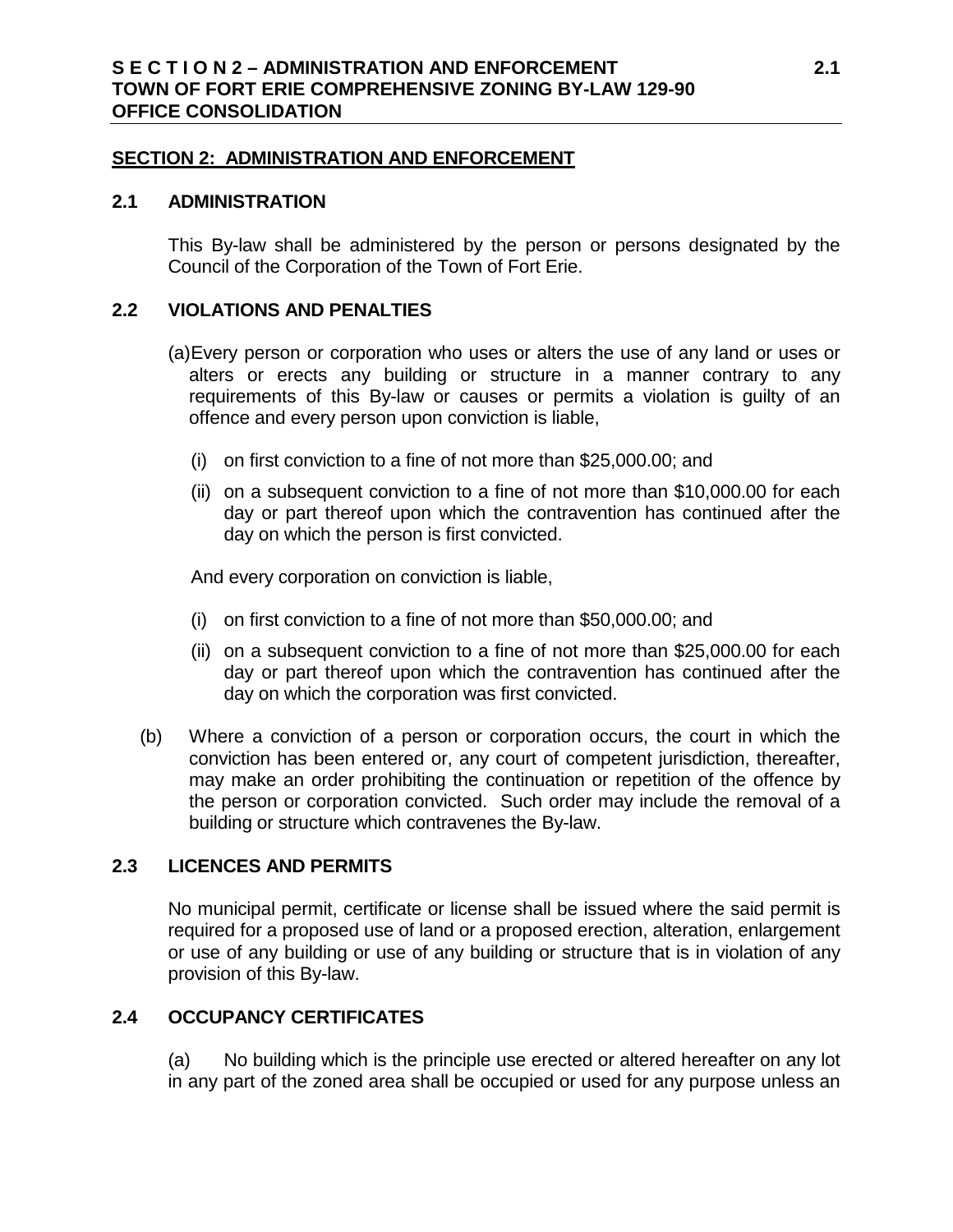## SECTION 2: ADMINISTRATION AND ENFORCEMENT

### 2.1 ADMINISTRATION

This By-law shall be administered by the person or persons designated by the Council of the Corporation of the Town of Fort Erie.

### 2.2 VIOLATIONS AND PENALTIES

(a) Every person or corporation who uses or alters the use of any land or uses or alters or erects any building or structure in a manner contrary to any requirements of this By-law or causes or permits a violation is guilty of an offence and every person upon conviction is liable,

(i) on first conviction to a fine of not more than $25,000.00; and

(ii) on a subsequent conviction to a fine of not more than $10,000.00 for each day or part thereof upon which the contravention has continued after the day on which the person is first convicted.

And every corporation on conviction is liable,

(i) on first conviction to a fine of not more than $50,000.00; and

(ii) on a subsequent conviction to a fine of not more than $25,000.00 for each day or part thereof upon which the contravention has continued after the day on which the corporation was first convicted.

(b) Where a conviction of a person or corporation occurs, the court in which the conviction has been entered or, any court of competent jurisdiction, thereafter, may make an order prohibiting the continuation or repetition of the offence by the person or corporation convicted. Such order may include the removal of a building or structure which contravenes the By-law.

### 2.3 LICENCES AND PERMITS

No municipal permit, certificate or license shall be issued where the said permit is required for a proposed use of land or a proposed erection, alteration, enlargement or use of any building or use of any building or structure that is in violation of any provision of this By-law.

### 2.4 OCCUPANCY CERTIFICATES

(a) No building which is the principle use erected or altered hereafter on any lot in any part of the zoned area shall be occupied or used for any purpose unless an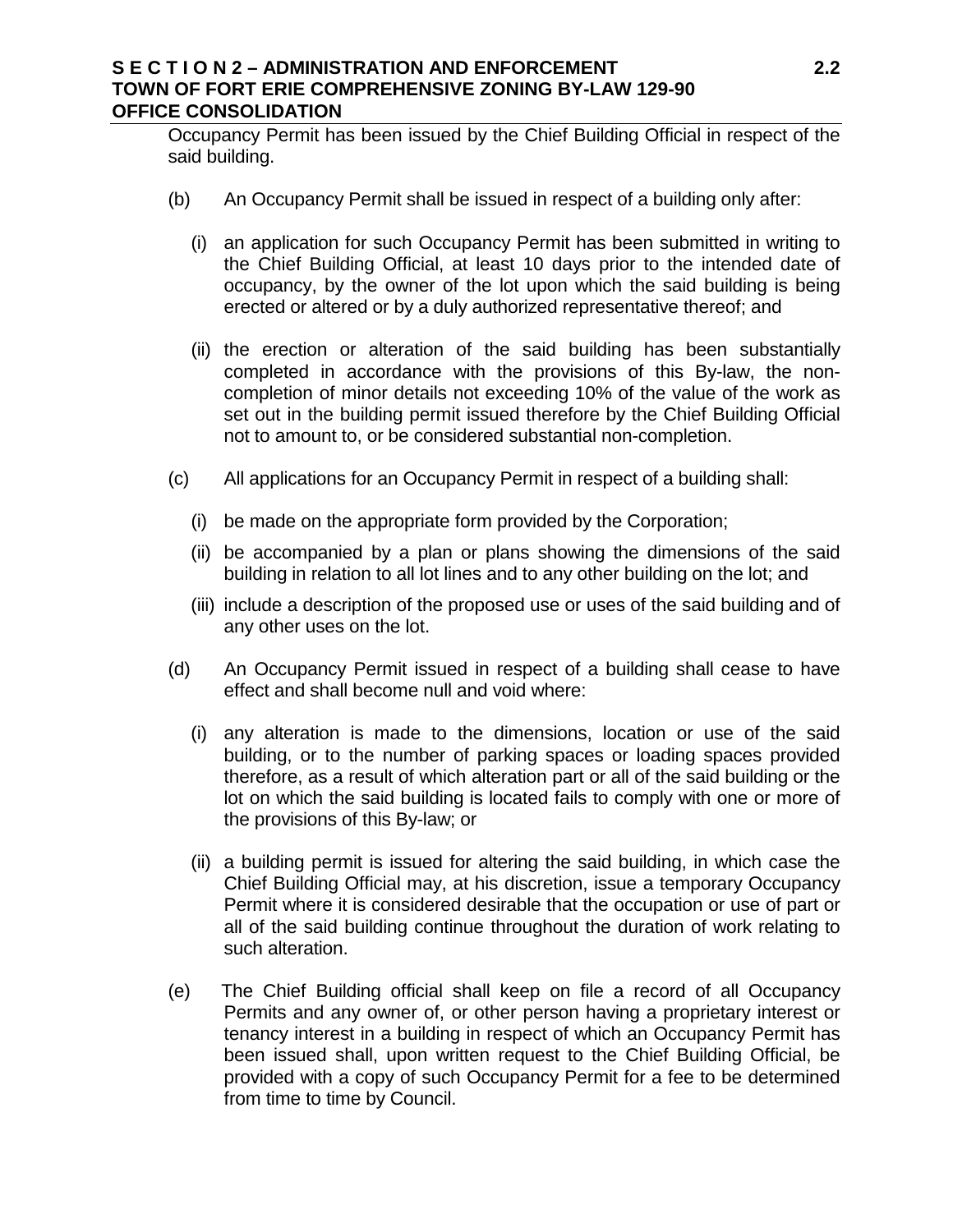Occupancy Permit has been issued by the Chief Building Official in respect of the said building.

(b) An Occupancy Permit shall be issued in respect of a building only after:

(i) an application for such Occupancy Permit has been submitted in writing to the Chief Building Official, at least 10 days prior to the intended date of occupancy, by the owner of the lot upon which the said building is being erected or altered or by a duly authorized representative thereof; and

(ii) the erection or alteration of the said building has been substantially completed in accordance with the provisions of this By-law, the non-completion of minor details not exceeding 10% of the value of the work as set out in the building permit issued therefore by the Chief Building Official not to amount to, or be considered substantial non-completion.

(c) All applications for an Occupancy Permit in respect of a building shall:

(i) be made on the appropriate form provided by the Corporation;

(ii) be accompanied by a plan or plans showing the dimensions of the said building in relation to all lot lines and to any other building on the lot; and

(iii) include a description of the proposed use or uses of the said building and of any other uses on the lot.

(d) An Occupancy Permit issued in respect of a building shall cease to have effect and shall become null and void where:

(i) any alteration is made to the dimensions, location or use of the said building, or to the number of parking spaces or loading spaces provided therefore, as a result of which alteration part or all of the said building or the lot on which the said building is located fails to comply with one or more of the provisions of this By-law; or

(ii) a building permit is issued for altering the said building, in which case the Chief Building Official may, at his discretion, issue a temporary Occupancy Permit where it is considered desirable that the occupation or use of part or all of the said building continue throughout the duration of work relating to such alteration.

(e) The Chief Building official shall keep on file a record of all Occupancy Permits and any owner of, or other person having a proprietary interest or tenancy interest in a building in respect of which an Occupancy Permit has been issued shall, upon written request to the Chief Building Official, be provided with a copy of such Occupancy Permit for a fee to be determined from time to time by Council.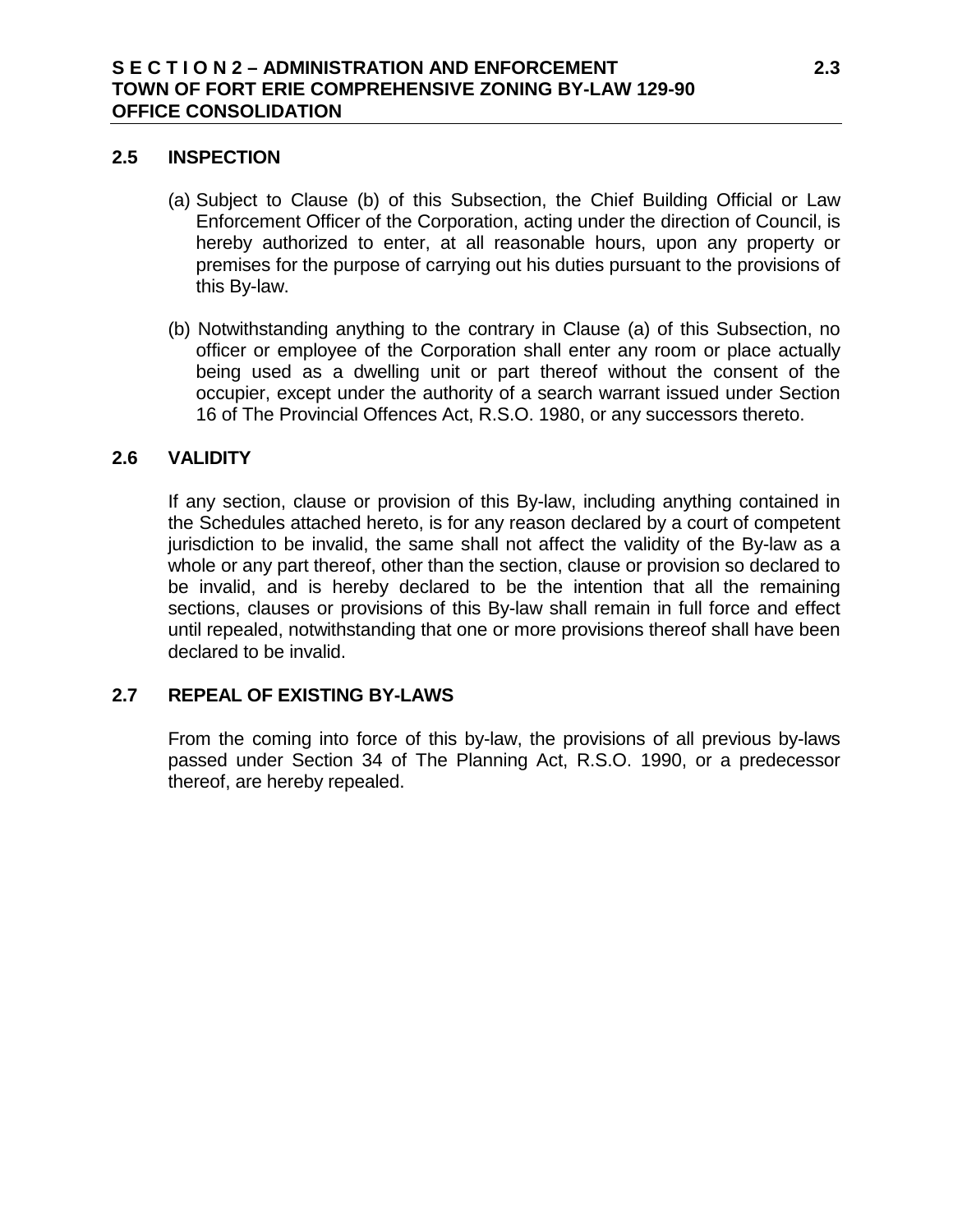## 2.5 INSPECTION

(a) Subject to Clause (b) of this Subsection, the Chief Building Official or Law Enforcement Officer of the Corporation, acting under the direction of Council, is hereby authorized to enter, at all reasonable hours, upon any property or premises for the purpose of carrying out his duties pursuant to the provisions of this By-law.

(b) Notwithstanding anything to the contrary in Clause (a) of this Subsection, no officer or employee of the Corporation shall enter any room or place actually being used as a dwelling unit or part thereof without the consent of the occupier, except under the authority of a search warrant issued under Section 16 of The Provincial Offences Act, R.S.O. 1980, or any successors thereto.

## 2.6 VALIDITY

If any section, clause or provision of this By-law, including anything contained in the Schedules attached hereto, is for any reason declared by a court of competent jurisdiction to be invalid, the same shall not affect the validity of the By-law as a whole or any part thereof, other than the section, clause or provision so declared to be invalid, and is hereby declared to be the intention that all the remaining sections, clauses or provisions of this By-law shall remain in full force and effect until repealed, notwithstanding that one or more provisions thereof shall have been declared to be invalid.

## 2.7 REPEAL OF EXISTING BY-LAWS

From the coming into force of this by-law, the provisions of all previous by-laws passed under Section 34 of The Planning Act, R.S.O. 1990, or a predecessor thereof, are hereby repealed.